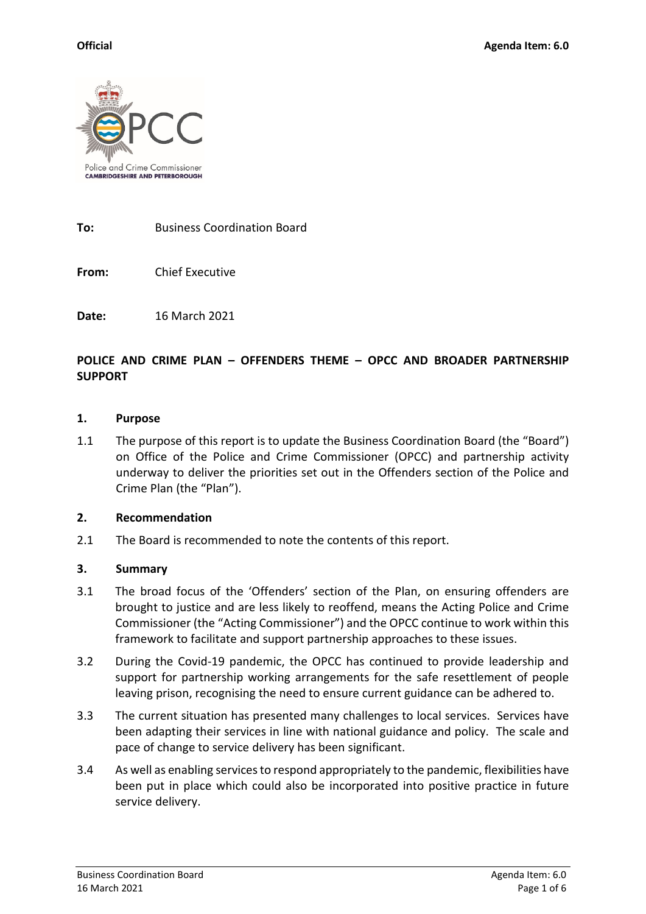**Official** **Agenda Item: 6.0**

**To:** Business Coordination Board

**From:** Chief Executive

**Date:** 16 March 2021

**POLICE AND CRIME PLAN – OFFENDERS THEME – OPCC AND BROADER PARTNERSHIP SUPPORT**

## 1. Purpose

1.1 The purpose of this report is to update the Business Coordination Board (the "Board") on Office of the Police and Crime Commissioner (OPCC) and partnership activity underway to deliver the priorities set out in the Offenders section of the Police and Crime Plan (the "Plan").

## 2. Recommendation

2.1 The Board is recommended to note the contents of this report.

## 3. Summary

3.1 The broad focus of the 'Offenders' section of the Plan, on ensuring offenders are brought to justice and are less likely to reoffend, means the Acting Police and Crime Commissioner (the "Acting Commissioner") and the OPCC continue to work within this framework to facilitate and support partnership approaches to these issues.

3.2 During the Covid-19 pandemic, the OPCC has continued to provide leadership and support for partnership working arrangements for the safe resettlement of people leaving prison, recognising the need to ensure current guidance can be adhered to.

3.3 The current situation has presented many challenges to local services. Services have been adapting their services in line with national guidance and policy. The scale and pace of change to service delivery has been significant.

3.4 As well as enabling services to respond appropriately to the pandemic, flexibilities have been put in place which could also be incorporated into positive practice in future service delivery.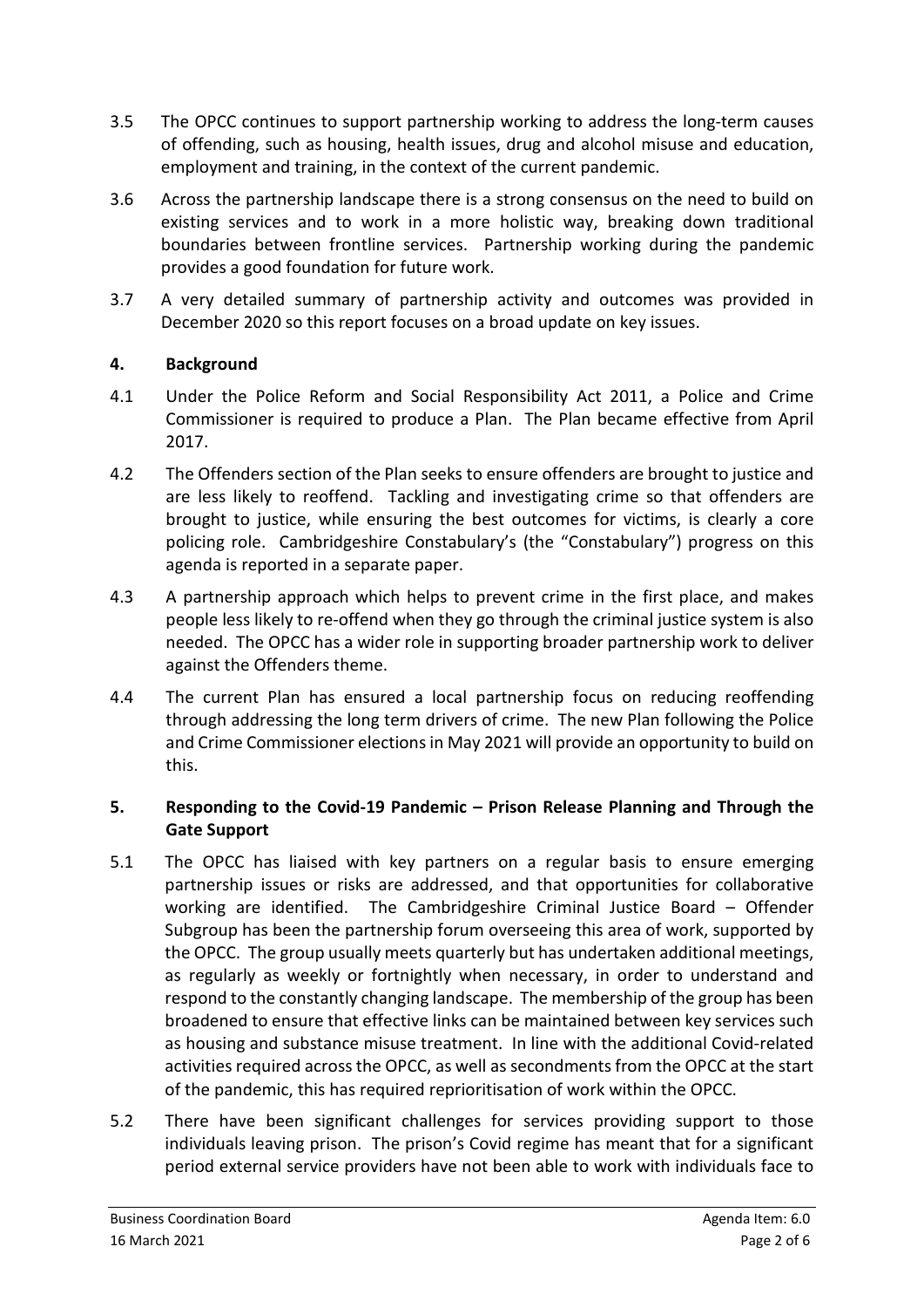3.5 The OPCC continues to support partnership working to address the long-term causes of offending, such as housing, health issues, drug and alcohol misuse and education, employment and training, in the context of the current pandemic.

3.6 Across the partnership landscape there is a strong consensus on the need to build on existing services and to work in a more holistic way, breaking down traditional boundaries between frontline services. Partnership working during the pandemic provides a good foundation for future work.

3.7 A very detailed summary of partnership activity and outcomes was provided in December 2020 so this report focuses on a broad update on key issues.

## 4. Background

4.1 Under the Police Reform and Social Responsibility Act 2011, a Police and Crime Commissioner is required to produce a Plan. The Plan became effective from April 2017.

4.2 The Offenders section of the Plan seeks to ensure offenders are brought to justice and are less likely to reoffend. Tackling and investigating crime so that offenders are brought to justice, while ensuring the best outcomes for victims, is clearly a core policing role. Cambridgeshire Constabulary's (the "Constabulary") progress on this agenda is reported in a separate paper.

4.3 A partnership approach which helps to prevent crime in the first place, and makes people less likely to re-offend when they go through the criminal justice system is also needed. The OPCC has a wider role in supporting broader partnership work to deliver against the Offenders theme.

4.4 The current Plan has ensured a local partnership focus on reducing reoffending through addressing the long term drivers of crime. The new Plan following the Police and Crime Commissioner elections in May 2021 will provide an opportunity to build on this.

## 5. Responding to the Covid-19 Pandemic – Prison Release Planning and Through the Gate Support

5.1 The OPCC has liaised with key partners on a regular basis to ensure emerging partnership issues or risks are addressed, and that opportunities for collaborative working are identified. The Cambridgeshire Criminal Justice Board – Offender Subgroup has been the partnership forum overseeing this area of work, supported by the OPCC. The group usually meets quarterly but has undertaken additional meetings, as regularly as weekly or fortnightly when necessary, in order to understand and respond to the constantly changing landscape. The membership of the group has been broadened to ensure that effective links can be maintained between key services such as housing and substance misuse treatment. In line with the additional Covid-related activities required across the OPCC, as well as secondments from the OPCC at the start of the pandemic, this has required reprioritisation of work within the OPCC.

5.2 There have been significant challenges for services providing support to those individuals leaving prison. The prison's Covid regime has meant that for a significant period external service providers have not been able to work with individuals face to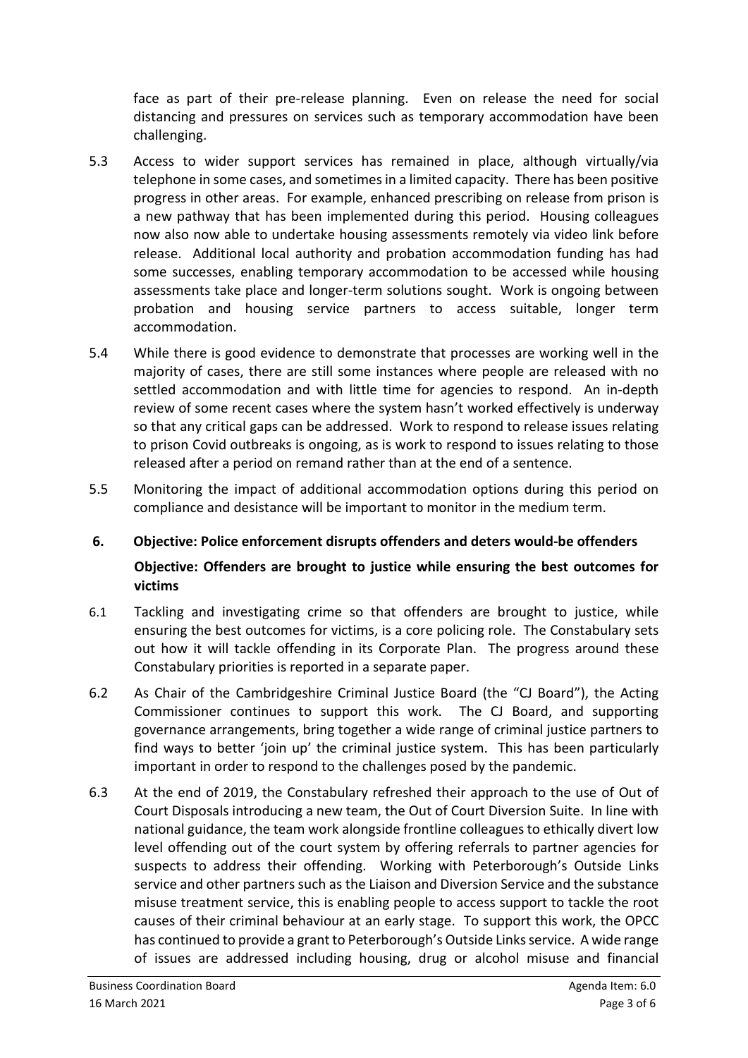face as part of their pre-release planning. Even on release the need for social distancing and pressures on services such as temporary accommodation have been challenging.

5.3 Access to wider support services has remained in place, although virtually/via telephone in some cases, and sometimes in a limited capacity. There has been positive progress in other areas. For example, enhanced prescribing on release from prison is a new pathway that has been implemented during this period. Housing colleagues now also now able to undertake housing assessments remotely via video link before release. Additional local authority and probation accommodation funding has had some successes, enabling temporary accommodation to be accessed while housing assessments take place and longer-term solutions sought. Work is ongoing between probation and housing service partners to access suitable, longer term accommodation.

5.4 While there is good evidence to demonstrate that processes are working well in the majority of cases, there are still some instances where people are released with no settled accommodation and with little time for agencies to respond. An in-depth review of some recent cases where the system hasn't worked effectively is underway so that any critical gaps can be addressed. Work to respond to release issues relating to prison Covid outbreaks is ongoing, as is work to respond to issues relating to those released after a period on remand rather than at the end of a sentence.

5.5 Monitoring the impact of additional accommodation options during this period on compliance and desistance will be important to monitor in the medium term.

## 6. Objective: Police enforcement disrupts offenders and deters would-be offenders

**Objective: Offenders are brought to justice while ensuring the best outcomes for victims**

6.1 Tackling and investigating crime so that offenders are brought to justice, while ensuring the best outcomes for victims, is a core policing role. The Constabulary sets out how it will tackle offending in its Corporate Plan. The progress around these Constabulary priorities is reported in a separate paper.

6.2 As Chair of the Cambridgeshire Criminal Justice Board (the "CJ Board"), the Acting Commissioner continues to support this work. The CJ Board, and supporting governance arrangements, bring together a wide range of criminal justice partners to find ways to better 'join up' the criminal justice system. This has been particularly important in order to respond to the challenges posed by the pandemic.

6.3 At the end of 2019, the Constabulary refreshed their approach to the use of Out of Court Disposals introducing a new team, the Out of Court Diversion Suite. In line with national guidance, the team work alongside frontline colleagues to ethically divert low level offending out of the court system by offering referrals to partner agencies for suspects to address their offending. Working with Peterborough's Outside Links service and other partners such as the Liaison and Diversion Service and the substance misuse treatment service, this is enabling people to access support to tackle the root causes of their criminal behaviour at an early stage. To support this work, the OPCC has continued to provide a grant to Peterborough's Outside Links service. A wide range of issues are addressed including housing, drug or alcohol misuse and financial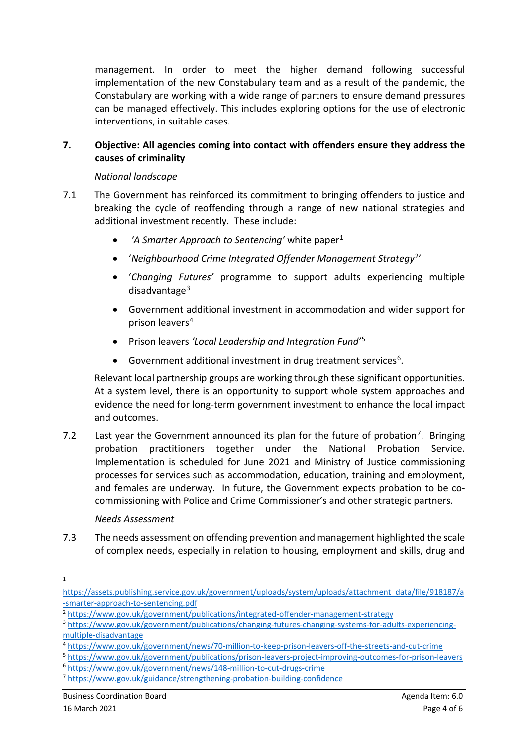management. In order to meet the higher demand following successful implementation of the new Constabulary team and as a result of the pandemic, the Constabulary are working with a wide range of partners to ensure demand pressures can be managed effectively. This includes exploring options for the use of electronic interventions, in suitable cases.

## 7. Objective: All agencies coming into contact with offenders ensure they address the causes of criminality

*National landscape*

7.1 The Government has reinforced its commitment to bringing offenders to justice and breaking the cycle of reoffending through a range of new national strategies and additional investment recently. These include:

- *'A Smarter Approach to Sentencing'* white paper[1]
- '*Neighbourhood Crime Integrated Offender Management Strategy*[2]'
- '*Changing Futures'* programme to support adults experiencing multiple disadvantage[3]
- Government additional investment in accommodation and wider support for prison leavers[4]
- Prison leavers *'Local Leadership and Integration Fund'*[5]
- Government additional investment in drug treatment services[6].

Relevant local partnership groups are working through these significant opportunities. At a system level, there is an opportunity to support whole system approaches and evidence the need for long-term government investment to enhance the local impact and outcomes.

7.2 Last year the Government announced its plan for the future of probation[7]. Bringing probation practitioners together under the National Probation Service. Implementation is scheduled for June 2021 and Ministry of Justice commissioning processes for services such as accommodation, education, training and employment, and females are underway. In future, the Government expects probation to be co-commissioning with Police and Crime Commissioner's and other strategic partners.

*Needs Assessment*

7.3 The needs assessment on offending prevention and management highlighted the scale of complex needs, especially in relation to housing, employment and skills, drug and

---

[1] https://assets.publishing.service.gov.uk/government/uploads/system/uploads/attachment_data/file/918187/a-smarter-approach-to-sentencing.pdf
[2] https://www.gov.uk/government/publications/integrated-offender-management-strategy
[3] https://www.gov.uk/government/publications/changing-futures-changing-systems-for-adults-experiencing-multiple-disadvantage
[4] https://www.gov.uk/government/news/70-million-to-keep-prison-leavers-off-the-streets-and-cut-crime
[5] https://www.gov.uk/government/publications/prison-leavers-project-improving-outcomes-for-prison-leavers
[6] https://www.gov.uk/government/news/148-million-to-cut-drugs-crime
[7] https://www.gov.uk/guidance/strengthening-probation-building-confidence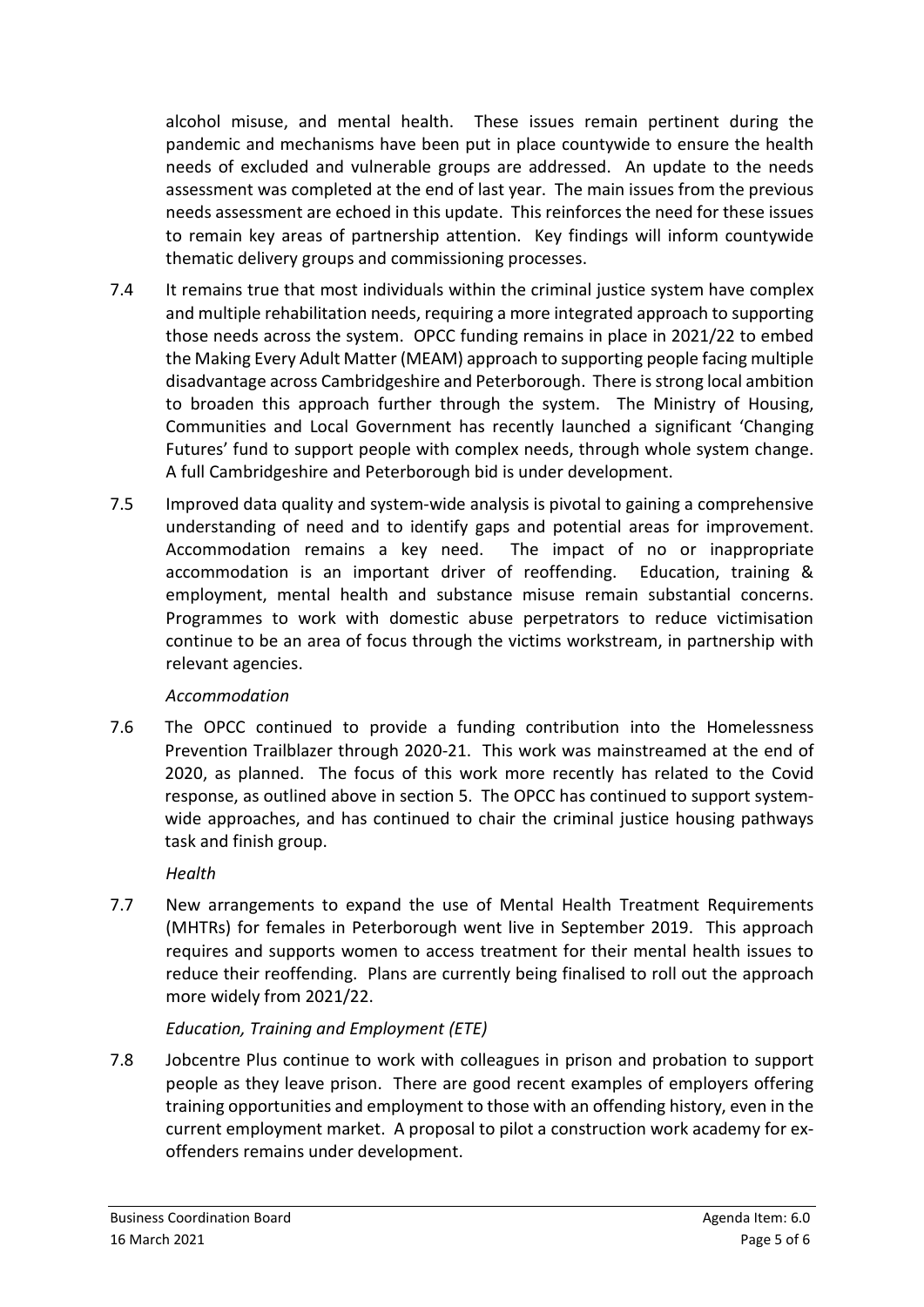alcohol misuse, and mental health. These issues remain pertinent during the pandemic and mechanisms have been put in place countywide to ensure the health needs of excluded and vulnerable groups are addressed. An update to the needs assessment was completed at the end of last year. The main issues from the previous needs assessment are echoed in this update. This reinforces the need for these issues to remain key areas of partnership attention. Key findings will inform countywide thematic delivery groups and commissioning processes.

7.4 It remains true that most individuals within the criminal justice system have complex and multiple rehabilitation needs, requiring a more integrated approach to supporting those needs across the system. OPCC funding remains in place in 2021/22 to embed the Making Every Adult Matter (MEAM) approach to supporting people facing multiple disadvantage across Cambridgeshire and Peterborough. There is strong local ambition to broaden this approach further through the system. The Ministry of Housing, Communities and Local Government has recently launched a significant 'Changing Futures' fund to support people with complex needs, through whole system change. A full Cambridgeshire and Peterborough bid is under development.

7.5 Improved data quality and system-wide analysis is pivotal to gaining a comprehensive understanding of need and to identify gaps and potential areas for improvement. Accommodation remains a key need. The impact of no or inappropriate accommodation is an important driver of reoffending. Education, training & employment, mental health and substance misuse remain substantial concerns. Programmes to work with domestic abuse perpetrators to reduce victimisation continue to be an area of focus through the victims workstream, in partnership with relevant agencies.

*Accommodation*

7.6 The OPCC continued to provide a funding contribution into the Homelessness Prevention Trailblazer through 2020-21. This work was mainstreamed at the end of 2020, as planned. The focus of this work more recently has related to the Covid response, as outlined above in section 5. The OPCC has continued to support system-wide approaches, and has continued to chair the criminal justice housing pathways task and finish group.

*Health*

7.7 New arrangements to expand the use of Mental Health Treatment Requirements (MHTRs) for females in Peterborough went live in September 2019. This approach requires and supports women to access treatment for their mental health issues to reduce their reoffending. Plans are currently being finalised to roll out the approach more widely from 2021/22.

*Education, Training and Employment (ETE)*

7.8 Jobcentre Plus continue to work with colleagues in prison and probation to support people as they leave prison. There are good recent examples of employers offering training opportunities and employment to those with an offending history, even in the current employment market. A proposal to pilot a construction work academy for ex-offenders remains under development.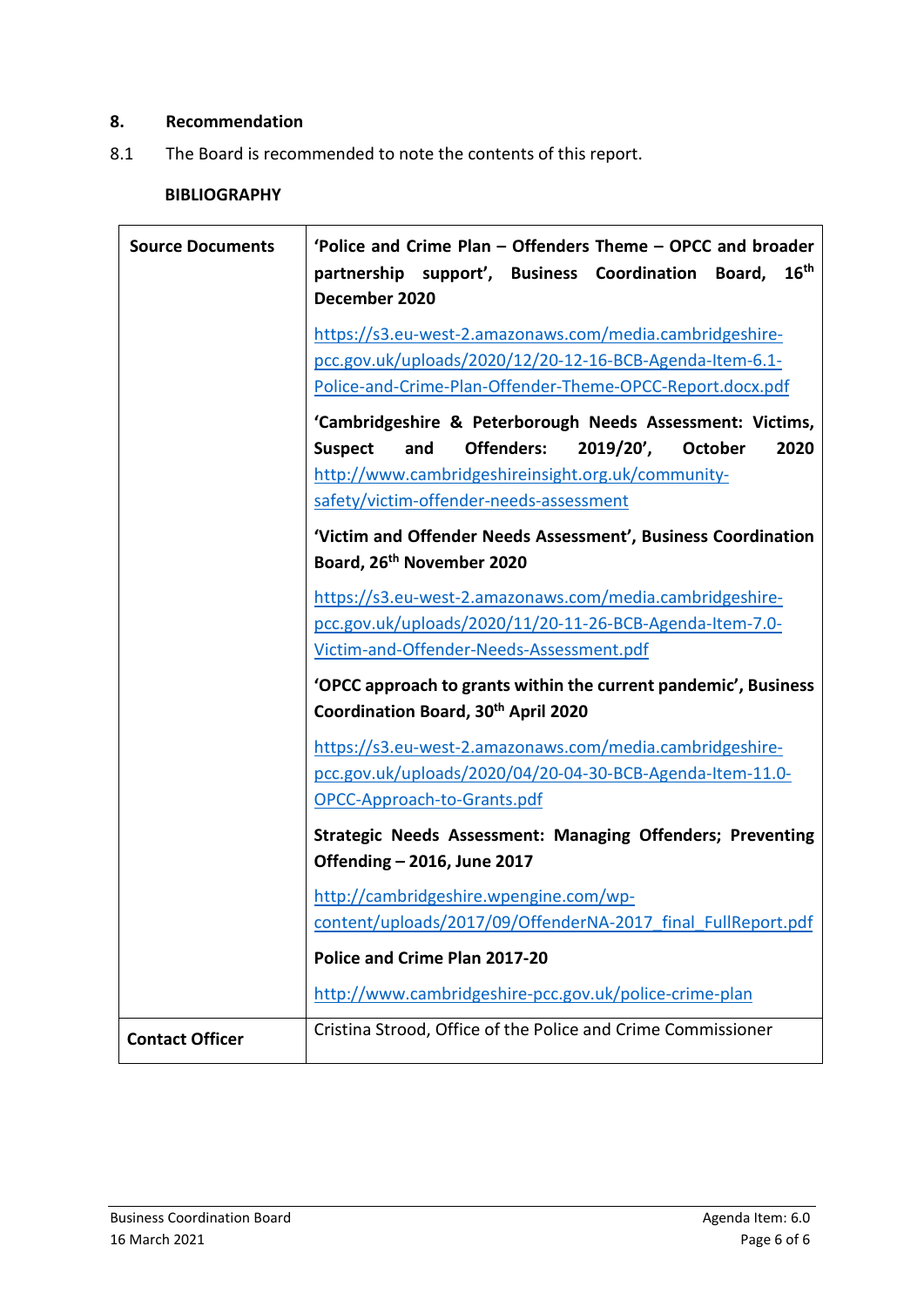## 8. Recommendation

8.1 The Board is recommended to note the contents of this report.

**BIBLIOGRAPHY**

| | |
|---|---|
| **Source Documents** | **'Police and Crime Plan – Offenders Theme – OPCC and broader partnership support', Business Coordination Board, 16th December 2020**<br><br>https://s3.eu-west-2.amazonaws.com/media.cambridgeshire-pcc.gov.uk/uploads/2020/12/20-12-16-BCB-Agenda-Item-6.1-Police-and-Crime-Plan-Offender-Theme-OPCC-Report.docx.pdf<br><br>**'Cambridgeshire & Peterborough Needs Assessment: Victims, Suspect and Offenders: 2019/20', October 2020** http://www.cambridgeshireinsight.org.uk/community-safety/victim-offender-needs-assessment<br><br>**'Victim and Offender Needs Assessment', Business Coordination Board, 26th November 2020**<br><br>https://s3.eu-west-2.amazonaws.com/media.cambridgeshire-pcc.gov.uk/uploads/2020/11/20-11-26-BCB-Agenda-Item-7.0-Victim-and-Offender-Needs-Assessment.pdf<br><br>**'OPCC approach to grants within the current pandemic', Business Coordination Board, 30th April 2020**<br><br>https://s3.eu-west-2.amazonaws.com/media.cambridgeshire-pcc.gov.uk/uploads/2020/04/20-04-30-BCB-Agenda-Item-11.0-OPCC-Approach-to-Grants.pdf<br><br>**Strategic Needs Assessment: Managing Offenders; Preventing Offending – 2016, June 2017**<br><br>http://cambridgeshire.wpengine.com/wp-content/uploads/2017/09/OffenderNA-2017_final_FullReport.pdf<br><br>**Police and Crime Plan 2017-20**<br><br>http://www.cambridgeshire-pcc.gov.uk/police-crime-plan |
| **Contact Officer** | Cristina Strood, Office of the Police and Crime Commissioner |